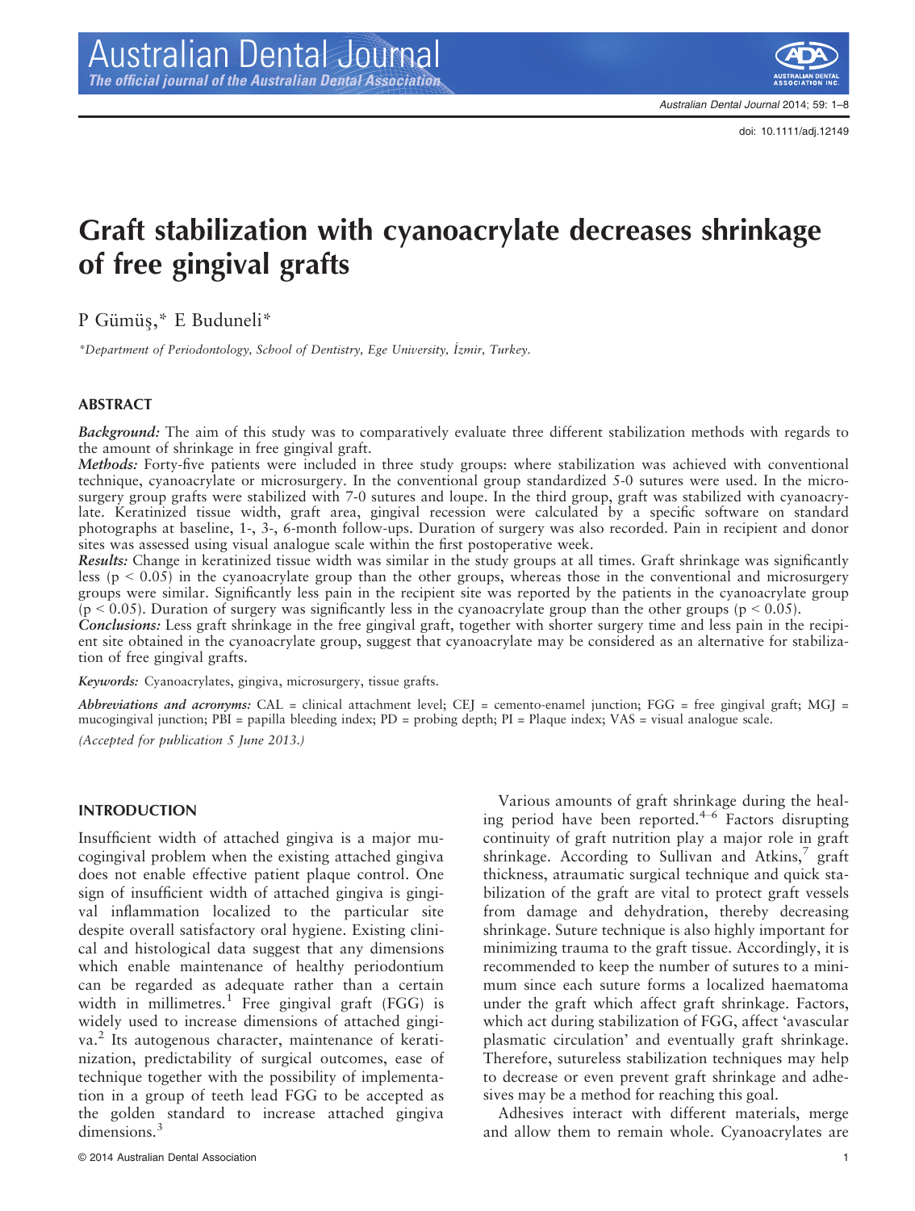# Graft stabilization with cyanoacrylate decreases shrinkage of free gingival grafts

P Gümüş,* E Buduneli*

*Department of Periodontology, School of Dentistry, Ege University, İzmir, Turkey.

## ABSTRACT

***Background:*** The aim of this study was to comparatively evaluate three different stabilization methods with regards to the amount of shrinkage in free gingival graft.

***Methods:*** Forty-five patients were included in three study groups: where stabilization was achieved with conventional technique, cyanoacrylate or microsurgery. In the conventional group standardized 5-0 sutures were used. In the microsurgery group grafts were stabilized with 7-0 sutures and loupe. In the third group, graft was stabilized with cyanoacrylate. Keratinized tissue width, graft area, gingival recession were calculated by a specific software on standard photographs at baseline, 1-, 3-, 6-month follow-ups. Duration of surgery was also recorded. Pain in recipient and donor sites was assessed using visual analogue scale within the first postoperative week.

***Results:*** Change in keratinized tissue width was similar in the study groups at all times. Graft shrinkage was significantly less ($p < 0.05$) in the cyanoacrylate group than the other groups, whereas those in the conventional and microsurgery groups were similar. Significantly less pain in the recipient site was reported by the patients in the cyanoacrylate group ($p < 0.05$). Duration of surgery was significantly less in the cyanoacrylate group than the other groups ($p < 0.05$).

***Conclusions:*** Less graft shrinkage in the free gingival graft, together with shorter surgery time and less pain in the recipient site obtained in the cyanoacrylate group, suggest that cyanoacrylate may be considered as an alternative for stabilization of free gingival grafts.

*Keywords:* Cyanoacrylates, gingiva, microsurgery, tissue grafts.

***Abbreviations and acronyms:*** CAL = clinical attachment level; CEJ = cemento-enamel junction; FGG = free gingival graft; MGJ = mucogingival junction; PBI = papilla bleeding index; PD = probing depth; PI = Plaque index; VAS = visual analogue scale.

*(Accepted for publication 5 June 2013.)*

## INTRODUCTION

Insufficient width of attached gingiva is a major mucogingival problem when the existing attached gingiva does not enable effective patient plaque control. One sign of insufficient width of attached gingiva is gingival inflammation localized to the particular site despite overall satisfactory oral hygiene. Existing clinical and histological data suggest that any dimensions which enable maintenance of healthy periodontium can be regarded as adequate rather than a certain width in millimetres.[1] Free gingival graft (FGG) is widely used to increase dimensions of attached gingiva.[2] Its autogenous character, maintenance of keratinization, predictability of surgical outcomes, ease of technique together with the possibility of implementation in a group of teeth lead FGG to be accepted as the golden standard to increase attached gingiva dimensions.[3]

Various amounts of graft shrinkage during the healing period have been reported.[4–6] Factors disrupting continuity of graft nutrition play a major role in graft shrinkage. According to Sullivan and Atkins,[7] graft thickness, atraumatic surgical technique and quick stabilization of the graft are vital to protect graft vessels from damage and dehydration, thereby decreasing shrinkage. Suture technique is also highly important for minimizing trauma to the graft tissue. Accordingly, it is recommended to keep the number of sutures to a minimum since each suture forms a localized haematoma under the graft which affect graft shrinkage. Factors, which act during stabilization of FGG, affect 'avascular plasmatic circulation' and eventually graft shrinkage. Therefore, sutureless stabilization techniques may help to decrease or even prevent graft shrinkage and adhesives may be a method for reaching this goal.

Adhesives interact with different materials, merge and allow them to remain whole. Cyanoacrylates are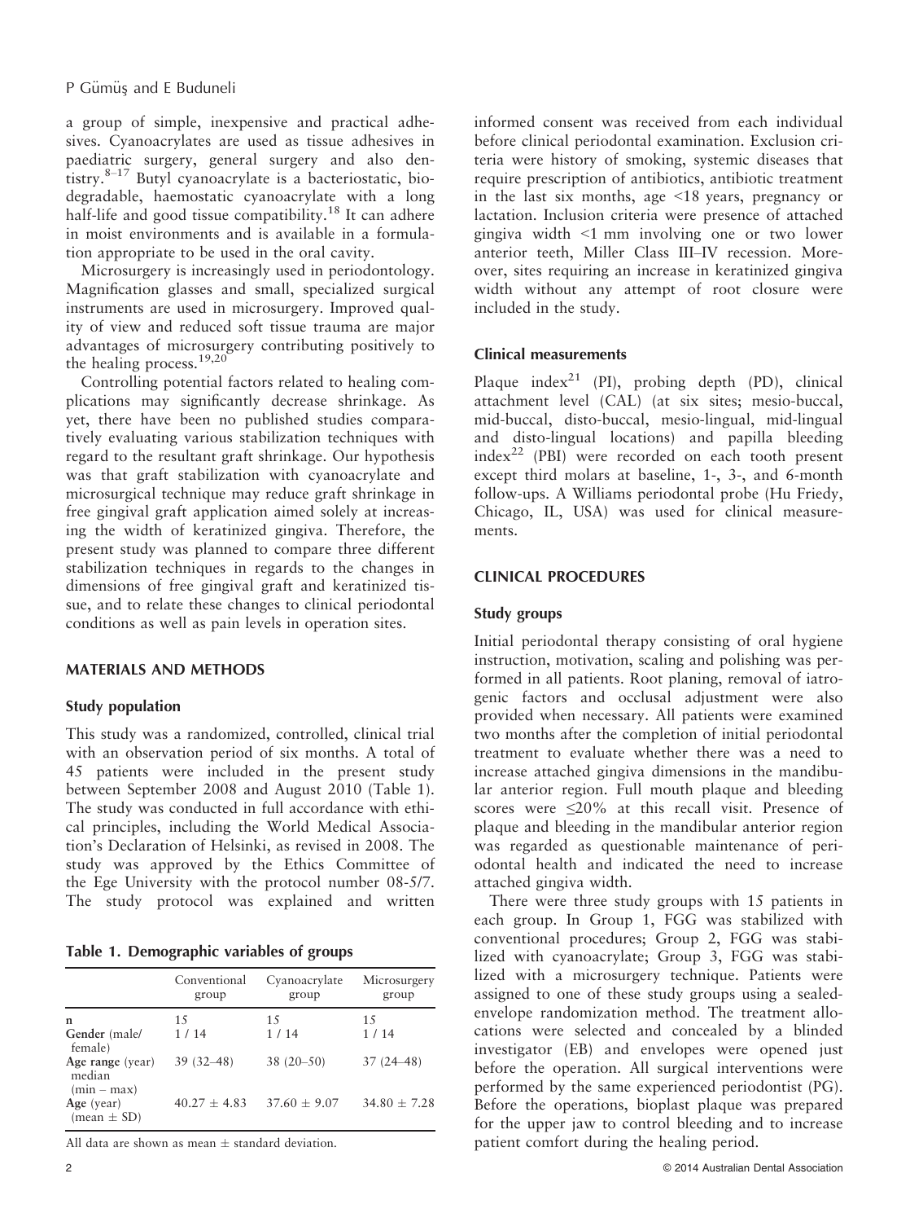a group of simple, inexpensive and practical adhesives. Cyanoacrylates are used as tissue adhesives in paediatric surgery, general surgery and also dentistry.[8–17] Butyl cyanoacrylate is a bacteriostatic, biodegradable, haemostatic cyanoacrylate with a long half-life and good tissue compatibility.[18] It can adhere in moist environments and is available in a formulation appropriate to be used in the oral cavity.

Microsurgery is increasingly used in periodontology. Magnification glasses and small, specialized surgical instruments are used in microsurgery. Improved quality of view and reduced soft tissue trauma are major advantages of microsurgery contributing positively to the healing process.[19,20]

Controlling potential factors related to healing complications may significantly decrease shrinkage. As yet, there have been no published studies comparatively evaluating various stabilization techniques with regard to the resultant graft shrinkage. Our hypothesis was that graft stabilization with cyanoacrylate and microsurgical technique may reduce graft shrinkage in free gingival graft application aimed solely at increasing the width of keratinized gingiva. Therefore, the present study was planned to compare three different stabilization techniques in regards to the changes in dimensions of free gingival graft and keratinized tissue, and to relate these changes to clinical periodontal conditions as well as pain levels in operation sites.

## MATERIALS AND METHODS

### Study population

This study was a randomized, controlled, clinical trial with an observation period of six months. A total of 45 patients were included in the present study between September 2008 and August 2010 (Table 1). The study was conducted in full accordance with ethical principles, including the World Medical Association's Declaration of Helsinki, as revised in 2008. The study was approved by the Ethics Committee of the Ege University with the protocol number 08-5/7. The study protocol was explained and written informed consent was received from each individual before clinical periodontal examination. Exclusion criteria were history of smoking, systemic diseases that require prescription of antibiotics, antibiotic treatment in the last six months, age <18 years, pregnancy or lactation. Inclusion criteria were presence of attached gingiva width <1 mm involving one or two lower anterior teeth, Miller Class III–IV recession. Moreover, sites requiring an increase in keratinized gingiva width without any attempt of root closure were included in the study.

**Table 1. Demographic variables of groups**

| | Conventional group | Cyanoacrylate group | Microsurgery group |
|---|---|---|---|
| **n** | 15 | 15 | 15 |
| **Gender** (male/female) | 1 / 14 | 1 / 14 | 1 / 14 |
| **Age range** (year) median (min – max) | 39 (32–48) | 38 (20–50) | 37 (24–48) |
| **Age** (year) (mean ± SD) | 40.27 ± 4.83 | 37.60 ± 9.07 | 34.80 ± 7.28 |

All data are shown as mean ± standard deviation.

### Clinical measurements

Plaque index[21] (PI), probing depth (PD), clinical attachment level (CAL) (at six sites; mesio-buccal, mid-buccal, disto-buccal, mesio-lingual, mid-lingual and disto-lingual locations) and papilla bleeding index[22] (PBI) were recorded on each tooth present except third molars at baseline, 1-, 3-, and 6-month follow-ups. A Williams periodontal probe (Hu Friedy, Chicago, IL, USA) was used for clinical measurements.

## CLINICAL PROCEDURES

### Study groups

Initial periodontal therapy consisting of oral hygiene instruction, motivation, scaling and polishing was performed in all patients. Root planing, removal of iatrogenic factors and occlusal adjustment were also provided when necessary. All patients were examined two months after the completion of initial periodontal treatment to evaluate whether there was a need to increase attached gingiva dimensions in the mandibular anterior region. Full mouth plaque and bleeding scores were ≤20% at this recall visit. Presence of plaque and bleeding in the mandibular anterior region was regarded as questionable maintenance of periodontal health and indicated the need to increase attached gingiva width.

There were three study groups with 15 patients in each group. In Group 1, FGG was stabilized with conventional procedures; Group 2, FGG was stabilized with cyanoacrylate; Group 3, FGG was stabilized with a microsurgery technique. Patients were assigned to one of these study groups using a sealed-envelope randomization method. The treatment allocations were selected and concealed by a blinded investigator (EB) and envelopes were opened just before the operation. All surgical interventions were performed by the same experienced periodontist (PG). Before the operations, bioplast plaque was prepared for the upper jaw to control bleeding and to increase patient comfort during the healing period.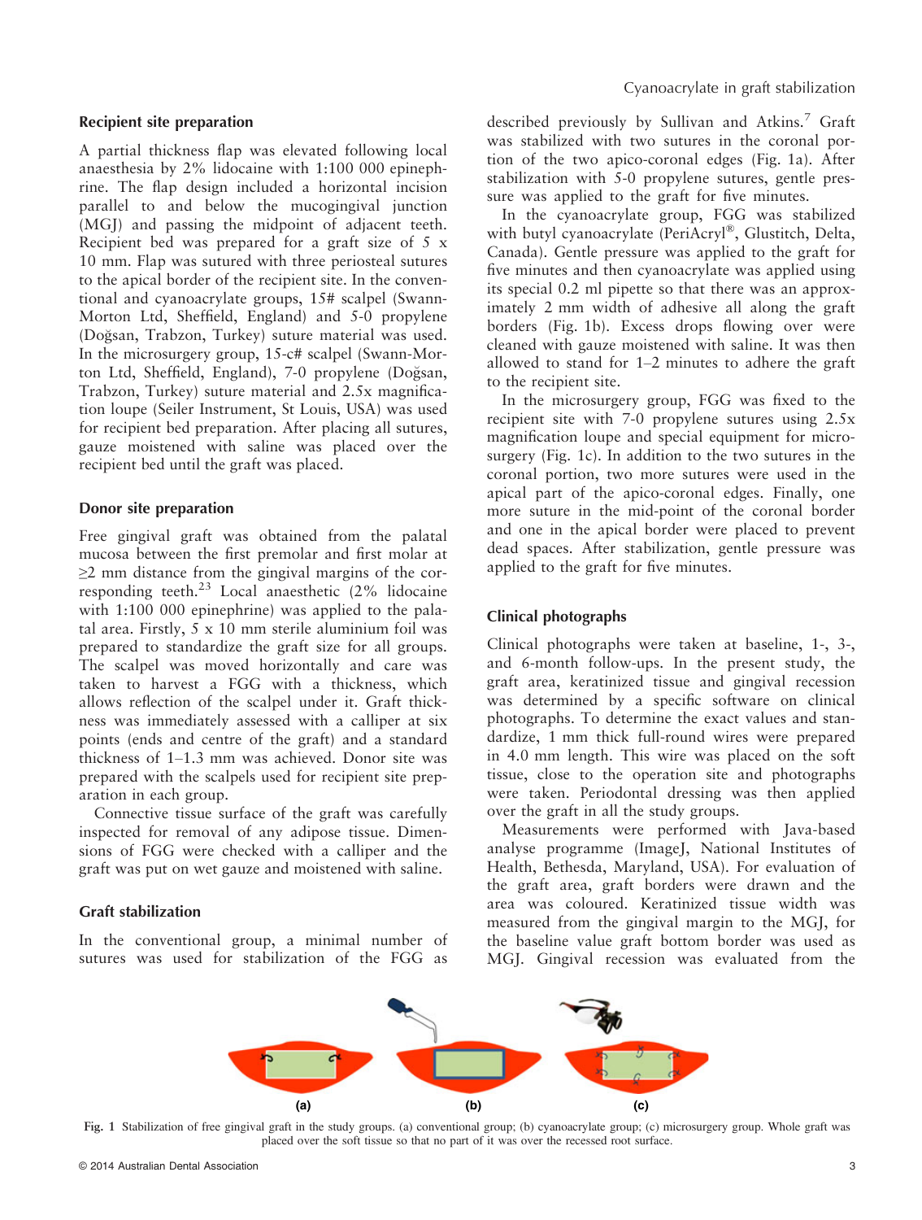### Recipient site preparation

A partial thickness flap was elevated following local anaesthesia by 2% lidocaine with 1:100 000 epinephrine. The flap design included a horizontal incision parallel to and below the mucogingival junction (MGJ) and passing the midpoint of adjacent teeth. Recipient bed was prepared for a graft size of 5 x 10 mm. Flap was sutured with three periosteal sutures to the apical border of the recipient site. In the conventional and cyanoacrylate groups, 15# scalpel (Swann-Morton Ltd, Sheffield, England) and 5-0 propylene (Doğsan, Trabzon, Turkey) suture material was used. In the microsurgery group, 15-c# scalpel (Swann-Morton Ltd, Sheffield, England), 7-0 propylene (Doğsan, Trabzon, Turkey) suture material and 2.5x magnification loupe (Seiler Instrument, St Louis, USA) was used for recipient bed preparation. After placing all sutures, gauze moistened with saline was placed over the recipient bed until the graft was placed.

### Donor site preparation

Free gingival graft was obtained from the palatal mucosa between the first premolar and first molar at ≥2 mm distance from the gingival margins of the corresponding teeth.[23] Local anaesthetic (2% lidocaine with 1:100 000 epinephrine) was applied to the palatal area. Firstly, 5 x 10 mm sterile aluminium foil was prepared to standardize the graft size for all groups. The scalpel was moved horizontally and care was taken to harvest a FGG with a thickness, which allows reflection of the scalpel under it. Graft thickness was immediately assessed with a calliper at six points (ends and centre of the graft) and a standard thickness of 1–1.3 mm was achieved. Donor site was prepared with the scalpels used for recipient site preparation in each group.

Connective tissue surface of the graft was carefully inspected for removal of any adipose tissue. Dimensions of FGG were checked with a calliper and the graft was put on wet gauze and moistened with saline.

### Graft stabilization

In the conventional group, a minimal number of sutures was used for stabilization of the FGG as described previously by Sullivan and Atkins.[7] Graft was stabilized with two sutures in the coronal portion of the two apico-coronal edges (Fig. 1a). After stabilization with 5-0 propylene sutures, gentle pressure was applied to the graft for five minutes.

In the cyanoacrylate group, FGG was stabilized with butyl cyanoacrylate (PeriAcryl®, Glustitch, Delta, Canada). Gentle pressure was applied to the graft for five minutes and then cyanoacrylate was applied using its special 0.2 ml pipette so that there was an approximately 2 mm width of adhesive all along the graft borders (Fig. 1b). Excess drops flowing over were cleaned with gauze moistened with saline. It was then allowed to stand for 1–2 minutes to adhere the graft to the recipient site.

In the microsurgery group, FGG was fixed to the recipient site with 7-0 propylene sutures using 2.5x magnification loupe and special equipment for microsurgery (Fig. 1c). In addition to the two sutures in the coronal portion, two more sutures were used in the apical part of the apico-coronal edges. Finally, one more suture in the mid-point of the coronal border and one in the apical border were placed to prevent dead spaces. After stabilization, gentle pressure was applied to the graft for five minutes.

### Clinical photographs

Clinical photographs were taken at baseline, 1-, 3-, and 6-month follow-ups. In the present study, the graft area, keratinized tissue and gingival recession was determined by a specific software on clinical photographs. To determine the exact values and standardize, 1 mm thick full-round wires were prepared in 4.0 mm length. This wire was placed on the soft tissue, close to the operation site and photographs were taken. Periodontal dressing was then applied over the graft in all the study groups.

Measurements were performed with Java-based analyse programme (ImageJ, National Institutes of Health, Bethesda, Maryland, USA). For evaluation of the graft area, graft borders were drawn and the area was coloured. Keratinized tissue width was measured from the gingival margin to the MGJ, for the baseline value graft bottom border was used as MGJ. Gingival recession was evaluated from the

(a) (b) (c)

Fig. 1 Stabilization of free gingival graft in the study groups. (a) conventional group; (b) cyanoacrylate group; (c) microsurgery group. Whole graft was placed over the soft tissue so that no part of it was over the recessed root surface.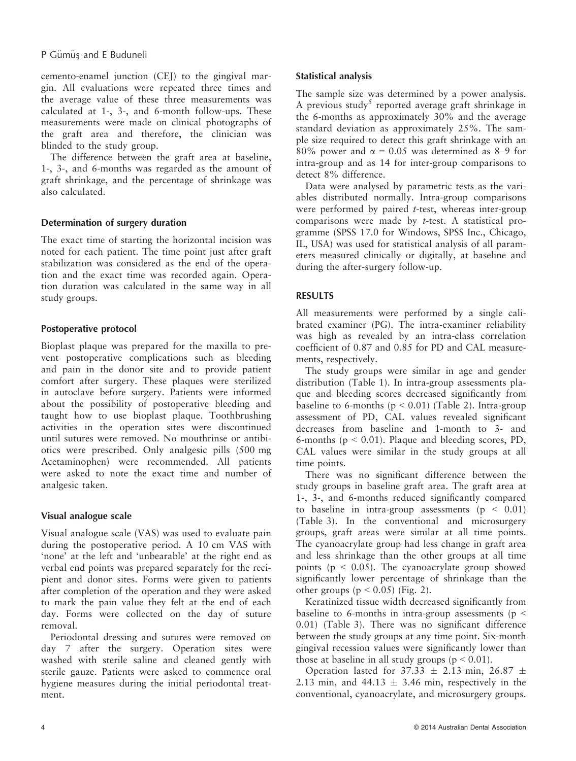cemento-enamel junction (CEJ) to the gingival margin. All evaluations were repeated three times and the average value of these three measurements was calculated at 1-, 3-, and 6-month follow-ups. These measurements were made on clinical photographs of the graft area and therefore, the clinician was blinded to the study group.

The difference between the graft area at baseline, 1-, 3-, and 6-months was regarded as the amount of graft shrinkage, and the percentage of shrinkage was also calculated.

### Determination of surgery duration

The exact time of starting the horizontal incision was noted for each patient. The time point just after graft stabilization was considered as the end of the operation and the exact time was recorded again. Operation duration was calculated in the same way in all study groups.

### Postoperative protocol

Bioplast plaque was prepared for the maxilla to prevent postoperative complications such as bleeding and pain in the donor site and to provide patient comfort after surgery. These plaques were sterilized in autoclave before surgery. Patients were informed about the possibility of postoperative bleeding and taught how to use bioplast plaque. Toothbrushing activities in the operation sites were discontinued until sutures were removed. No mouthrinse or antibiotics were prescribed. Only analgesic pills (500 mg Acetaminophen) were recommended. All patients were asked to note the exact time and number of analgesic taken.

### Visual analogue scale

Visual analogue scale (VAS) was used to evaluate pain during the postoperative period. A 10 cm VAS with 'none' at the left and 'unbearable' at the right end as verbal end points was prepared separately for the recipient and donor sites. Forms were given to patients after completion of the operation and they were asked to mark the pain value they felt at the end of each day. Forms were collected on the day of suture removal.

Periodontal dressing and sutures were removed on day 7 after the surgery. Operation sites were washed with sterile saline and cleaned gently with sterile gauze. Patients were asked to commence oral hygiene measures during the initial periodontal treatment.

### Statistical analysis

The sample size was determined by a power analysis. A previous study[5] reported average graft shrinkage in the 6-months as approximately 30% and the average standard deviation as approximately 25%. The sample size required to detect this graft shrinkage with an 80% power and $\alpha = 0.05$ was determined as 8–9 for intra-group and as 14 for inter-group comparisons to detect 8% difference.

Data were analysed by parametric tests as the variables distributed normally. Intra-group comparisons were performed by paired *t*-test, whereas inter-group comparisons were made by *t*-test. A statistical programme (SPSS 17.0 for Windows, SPSS Inc., Chicago, IL, USA) was used for statistical analysis of all parameters measured clinically or digitally, at baseline and during the after-surgery follow-up.

## RESULTS

All measurements were performed by a single calibrated examiner (PG). The intra-examiner reliability was high as revealed by an intra-class correlation coefficient of 0.87 and 0.85 for PD and CAL measurements, respectively.

The study groups were similar in age and gender distribution (Table 1). In intra-group assessments plaque and bleeding scores decreased significantly from baseline to 6-months ($p < 0.01$) (Table 2). Intra-group assessment of PD, CAL values revealed significant decreases from baseline and 1-month to 3- and 6-months ($p < 0.01$). Plaque and bleeding scores, PD, CAL values were similar in the study groups at all time points.

There was no significant difference between the study groups in baseline graft area. The graft area at 1-, 3-, and 6-months reduced significantly compared to baseline in intra-group assessments ($p < 0.01$) (Table 3). In the conventional and microsurgery groups, graft areas were similar at all time points. The cyanoacrylate group had less change in graft area and less shrinkage than the other groups at all time points ($p < 0.05$). The cyanoacrylate group showed significantly lower percentage of shrinkage than the other groups ($p < 0.05$) (Fig. 2).

Keratinized tissue width decreased significantly from baseline to 6-months in intra-group assessments ($p < 0.01$) (Table 3). There was no significant difference between the study groups at any time point. Six-month gingival recession values were significantly lower than those at baseline in all study groups ($p < 0.01$).

Operation lasted for $37.33 \pm 2.13$ min, $26.87 \pm 2.13$ min, and $44.13 \pm 3.46$ min, respectively in the conventional, cyanoacrylate, and microsurgery groups.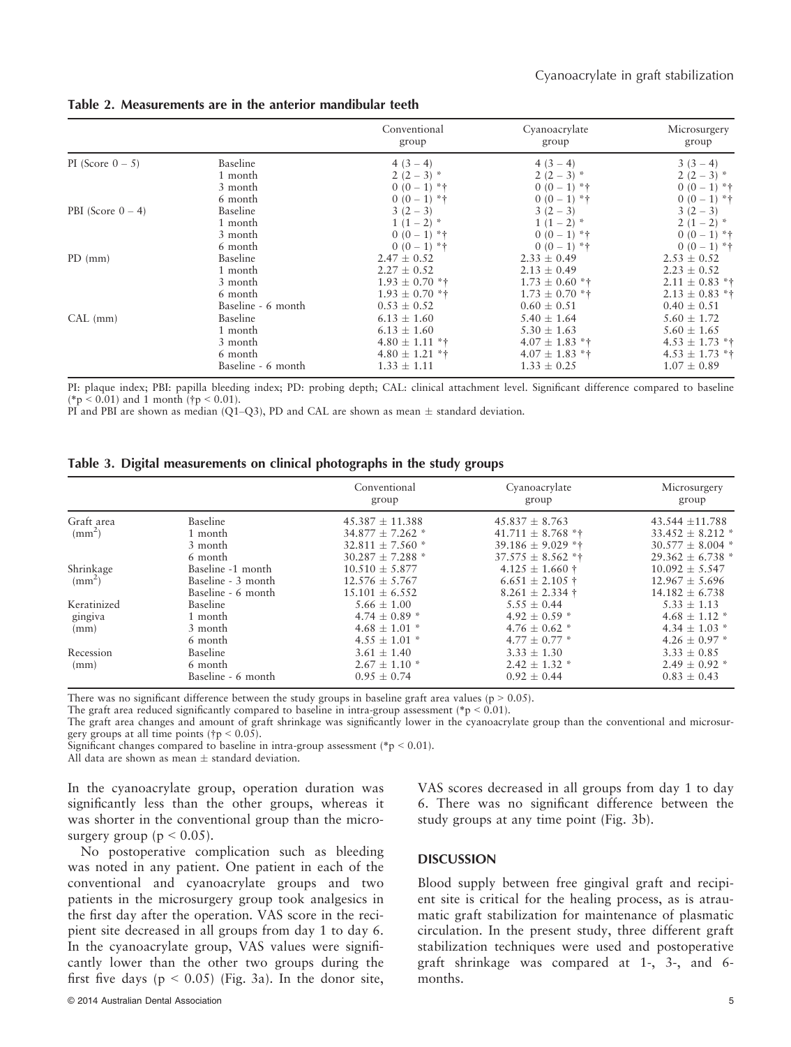**Table 2. Measurements are in the anterior mandibular teeth**

| | | Conventional group | Cyanoacrylate group | Microsurgery group |
|---|---|---|---|---|
| PI (Score 0 – 5) | Baseline | 4 (3 – 4) | 4 (3 – 4) | 3 (3 – 4) |
| | 1 month | 2 (2 – 3) * | 2 (2 – 3) * | 2 (2 – 3) * |
| | 3 month | 0 (0 – 1) *† | 0 (0 – 1) *† | 0 (0 – 1) *† |
| | 6 month | 0 (0 – 1) *† | 0 (0 – 1) *† | 0 (0 – 1) *† |
| PBI (Score 0 – 4) | Baseline | 3 (2 – 3) | 3 (2 – 3) | 3 (2 – 3) |
| | 1 month | 1 (1 – 2) * | 1 (1 – 2) * | 2 (1 – 2) * |
| | 3 month | 0 (0 – 1) *† | 0 (0 – 1) *† | 0 (0 – 1) *† |
| | 6 month | 0 (0 – 1) *† | 0 (0 – 1) *† | 0 (0 – 1) *† |
| PD (mm) | Baseline | 2.47 ± 0.52 | 2.33 ± 0.49 | 2.53 ± 0.52 |
| | 1 month | 2.27 ± 0.52 | 2.13 ± 0.49 | 2.23 ± 0.52 |
| | 3 month | 1.93 ± 0.70 *† | 1.73 ± 0.60 *† | 2.11 ± 0.83 *† |
| | 6 month | 1.93 ± 0.70 *† | 1.73 ± 0.70 *† | 2.13 ± 0.83 *† |
| | Baseline - 6 month | 0.53 ± 0.52 | 0.60 ± 0.51 | 0.40 ± 0.51 |
| CAL (mm) | Baseline | 6.13 ± 1.60 | 5.40 ± 1.64 | 5.60 ± 1.72 |
| | 1 month | 6.13 ± 1.60 | 5.30 ± 1.63 | 5.60 ± 1.65 |
| | 3 month | 4.80 ± 1.11 *† | 4.07 ± 1.83 *† | 4.53 ± 1.73 *† |
| | 6 month | 4.80 ± 1.21 *† | 4.07 ± 1.83 *† | 4.53 ± 1.73 *† |
| | Baseline - 6 month | 1.33 ± 1.11 | 1.33 ± 0.25 | 1.07 ± 0.89 |

PI: plaque index; PBI: papilla bleeding index; PD: probing depth; CAL: clinical attachment level. Significant difference compared to baseline (*$p < 0.01$) and 1 month (†$p < 0.01$).
PI and PBI are shown as median (Q1–Q3), PD and CAL are shown as mean ± standard deviation.

**Table 3. Digital measurements on clinical photographs in the study groups**

| | | Conventional group | Cyanoacrylate group | Microsurgery group |
|---|---|---|---|---|
| Graft area ($mm^2$) | Baseline | 45.387 ± 11.388 | 45.837 ± 8.763 | 43.544 ±11.788 |
| | 1 month | 34.877 ± 7.262 * | 41.711 ± 8.768 *† | 33.452 ± 8.212 * |
| | 3 month | 32.811 ± 7.560 * | 39.186 ± 9.029 *† | 30.577 ± 8.004 * |
| | 6 month | 30.287 ± 7.288 * | 37.575 ± 8.562 *† | 29.362 ± 6.738 * |
| Shrinkage ($mm^2$) | Baseline -1 month | 10.510 ± 5.877 | 4.125 ± 1.660 † | 10.092 ± 5.547 |
| | Baseline - 3 month | 12.576 ± 5.767 | 6.651 ± 2.105 † | 12.967 ± 5.696 |
| | Baseline - 6 month | 15.101 ± 6.552 | 8.261 ± 2.334 † | 14.182 ± 6.738 |
| Keratinized gingiva (mm) | Baseline | 5.66 ± 1.00 | 5.55 ± 0.44 | 5.33 ± 1.13 |
| | 1 month | 4.74 ± 0.89 * | 4.92 ± 0.59 * | 4.68 ± 1.12 * |
| | 3 month | 4.68 ± 1.01 * | 4.76 ± 0.62 * | 4.34 ± 1.03 * |
| | 6 month | 4.55 ± 1.01 * | 4.77 ± 0.77 * | 4.26 ± 0.97 * |
| Recession (mm) | Baseline | 3.61 ± 1.40 | 3.33 ± 1.30 | 3.33 ± 0.85 |
| | 6 month | 2.67 ± 1.10 * | 2.42 ± 1.32 * | 2.49 ± 0.92 * |
| | Baseline - 6 month | 0.95 ± 0.74 | 0.92 ± 0.44 | 0.83 ± 0.43 |

There was no significant difference between the study groups in baseline graft area values ($p > 0.05$).
The graft area reduced significantly compared to baseline in intra-group assessment (*$p < 0.01$).
The graft area changes and amount of graft shrinkage was significantly lower in the cyanoacrylate group than the conventional and microsurgery groups at all time points (†$p < 0.05$).
Significant changes compared to baseline in intra-group assessment (*$p < 0.01$).
All data are shown as mean ± standard deviation.

In the cyanoacrylate group, operation duration was significantly less than the other groups, whereas it was shorter in the conventional group than the microsurgery group ($p < 0.05$).

No postoperative complication such as bleeding was noted in any patient. One patient in each of the conventional and cyanoacrylate groups and two patients in the microsurgery group took analgesics in the first day after the operation. VAS score in the recipient site decreased in all groups from day 1 to day 6. In the cyanoacrylate group, VAS values were significantly lower than the other two groups during the first five days ($p < 0.05$) (Fig. 3a). In the donor site, VAS scores decreased in all groups from day 1 to day 6. There was no significant difference between the study groups at any time point (Fig. 3b).

## DISCUSSION

Blood supply between free gingival graft and recipient site is critical for the healing process, as is atraumatic graft stabilization for maintenance of plasmatic circulation. In the present study, three different graft stabilization techniques were used and postoperative graft shrinkage was compared at 1-, 3-, and 6-months.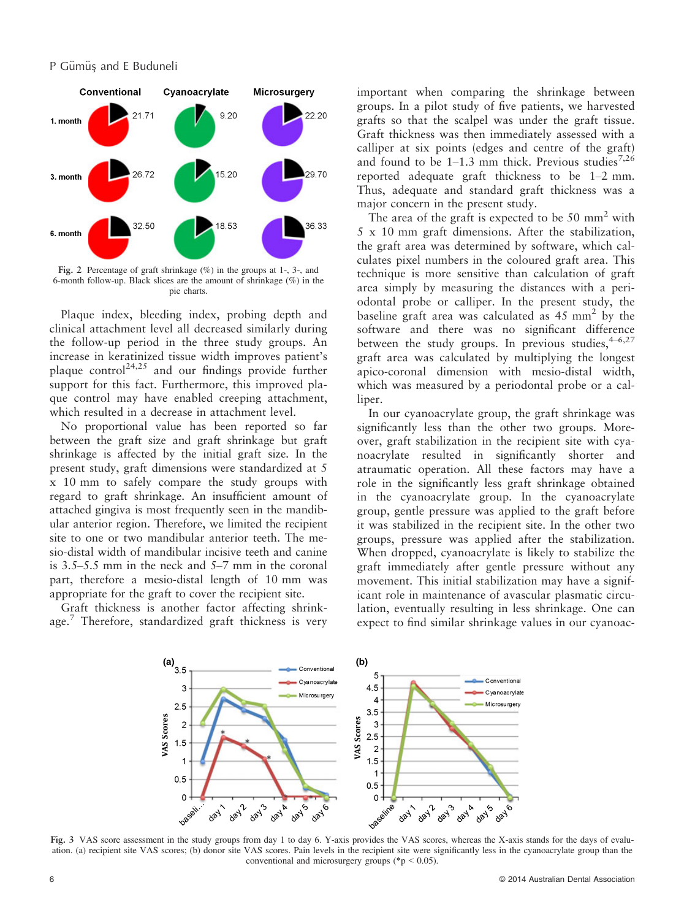Fig. 2 Percentage of graft shrinkage (%) in the groups at 1-, 3-, and 6-month follow-up. Black slices are the amount of shrinkage (%) in the pie charts.

Plaque index, bleeding index, probing depth and clinical attachment level all decreased similarly during the follow-up period in the three study groups. An increase in keratinized tissue width improves patient's plaque control[24,25] and our findings provide further support for this fact. Furthermore, this improved plaque control may have enabled creeping attachment, which resulted in a decrease in attachment level.

No proportional value has been reported so far between the graft size and graft shrinkage but graft shrinkage is affected by the initial graft size. In the present study, graft dimensions were standardized at 5 x 10 mm to safely compare the study groups with regard to graft shrinkage. An insufficient amount of attached gingiva is most frequently seen in the mandibular anterior region. Therefore, we limited the recipient site to one or two mandibular anterior teeth. The mesio-distal width of mandibular incisive teeth and canine is 3.5–5.5 mm in the neck and 5–7 mm in the coronal part, therefore a mesio-distal length of 10 mm was appropriate for the graft to cover the recipient site.

Graft thickness is another factor affecting shrinkage.[7] Therefore, standardized graft thickness is very important when comparing the shrinkage between groups. In a pilot study of five patients, we harvested grafts so that the scalpel was under the graft tissue. Graft thickness was then immediately assessed with a calliper at six points (edges and centre of the graft) and found to be 1–1.3 mm thick. Previous studies[7,26] reported adequate graft thickness to be 1–2 mm. Thus, adequate and standard graft thickness was a major concern in the present study.

The area of the graft is expected to be 50 mm$^2$ with 5 x 10 mm graft dimensions. After the stabilization, the graft area was determined by software, which calculates pixel numbers in the coloured graft area. This technique is more sensitive than calculation of graft area simply by measuring the distances with a periodontal probe or calliper. In the present study, the baseline graft area was calculated as 45 mm$^2$ by the software and there was no significant difference between the study groups. In previous studies,[4–6,27] graft area was calculated by multiplying the longest apico-coronal dimension with mesio-distal width, which was measured by a periodontal probe or a calliper.

In our cyanoacrylate group, the graft shrinkage was significantly less than the other two groups. Moreover, graft stabilization in the recipient site with cyanoacrylate resulted in significantly shorter and atraumatic operation. All these factors may have a role in the significantly less graft shrinkage obtained in the cyanoacrylate group. In the cyanoacrylate group, gentle pressure was applied to the graft before it was stabilized in the recipient site. In the other two groups, pressure was applied after the stabilization. When dropped, cyanoacrylate is likely to stabilize the graft immediately after gentle pressure without any movement. This initial stabilization may have a significant role in maintenance of avascular plasmatic circulation, eventually resulting in less shrinkage. One can expect to find similar shrinkage values in our cyanoac-

Fig. 3 VAS score assessment in the study groups from day 1 to day 6. Y-axis provides the VAS scores, whereas the X-axis stands for the days of evaluation. (a) recipient site VAS scores; (b) donor site VAS scores. Pain levels in the recipient site were significantly less in the cyanoacrylate group than the conventional and microsurgery groups (*$p < 0.05$).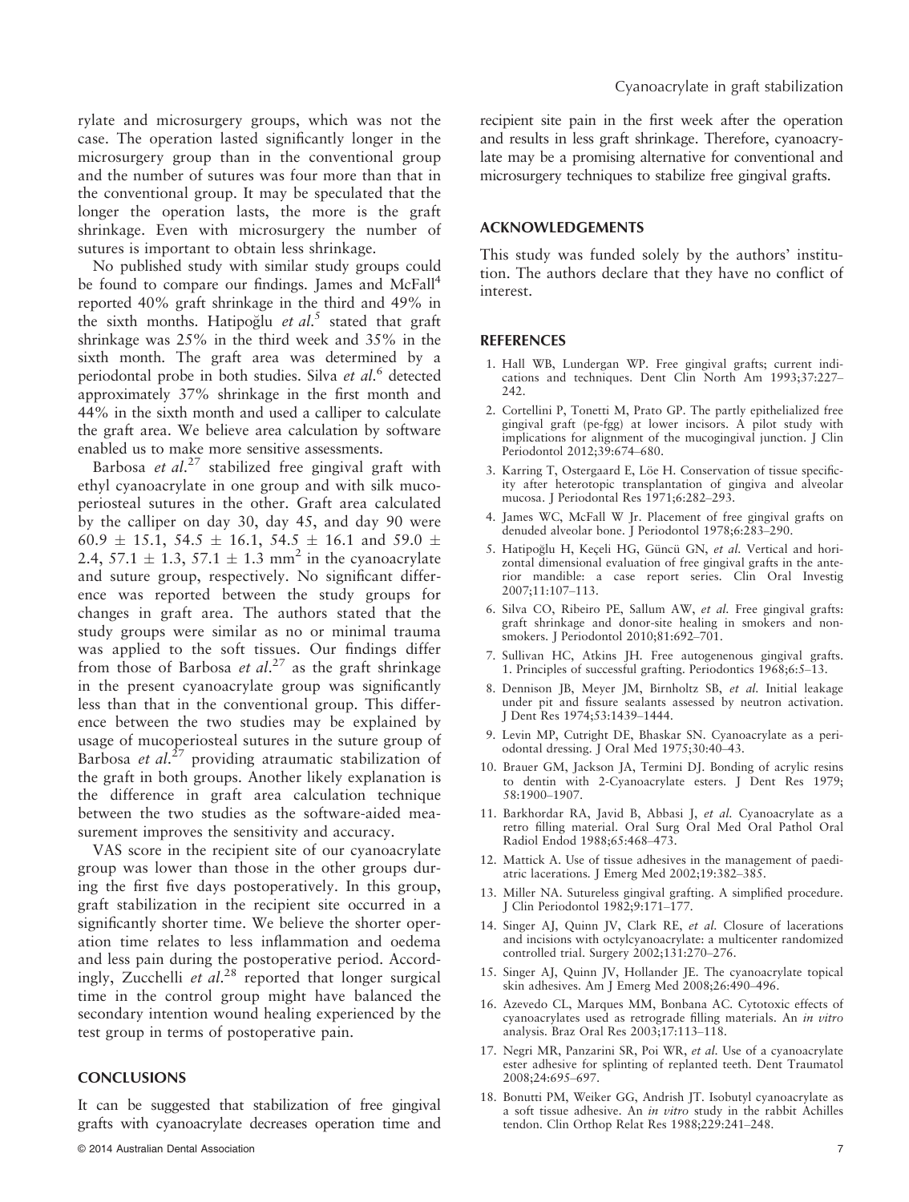rylate and microsurgery groups, which was not the case. The operation lasted significantly longer in the microsurgery group than in the conventional group and the number of sutures was four more than that in the conventional group. It may be speculated that the longer the operation lasts, the more is the graft shrinkage. Even with microsurgery the number of sutures is important to obtain less shrinkage.

No published study with similar study groups could be found to compare our findings. James and McFall[4] reported 40% graft shrinkage in the third and 49% in the sixth months. Hatipoğlu *et al.*[5] stated that graft shrinkage was 25% in the third week and 35% in the sixth month. The graft area was determined by a periodontal probe in both studies. Silva *et al.*[6] detected approximately 37% shrinkage in the first month and 44% in the sixth month and used a calliper to calculate the graft area. We believe area calculation by software enabled us to make more sensitive assessments.

Barbosa *et al.*[27] stabilized free gingival graft with ethyl cyanoacrylate in one group and with silk mucoperiosteal sutures in the other. Graft area calculated by the calliper on day 30, day 45, and day 90 were $60.9 \pm 15.1$, $54.5 \pm 16.1$, $54.5 \pm 16.1$ and $59.0 \pm 2.4$, $57.1 \pm 1.3$, $57.1 \pm 1.3$ $mm^2$ in the cyanoacrylate and suture group, respectively. No significant difference was reported between the study groups for changes in graft area. The authors stated that the study groups were similar as no or minimal trauma was applied to the soft tissues. Our findings differ from those of Barbosa *et al.*[27] as the graft shrinkage in the present cyanoacrylate group was significantly less than that in the conventional group. This difference between the two studies may be explained by usage of mucoperiosteal sutures in the suture group of Barbosa *et al.*[27] providing atraumatic stabilization of the graft in both groups. Another likely explanation is the difference in graft area calculation technique between the two studies as the software-aided measurement improves the sensitivity and accuracy.

VAS score in the recipient site of our cyanoacrylate group was lower than those in the other groups during the first five days postoperatively. In this group, graft stabilization in the recipient site occurred in a significantly shorter time. We believe the shorter operation time relates to less inflammation and oedema and less pain during the postoperative period. Accordingly, Zucchelli *et al.*[28] reported that longer surgical time in the control group might have balanced the secondary intention wound healing experienced by the test group in terms of postoperative pain.

## CONCLUSIONS

It can be suggested that stabilization of free gingival grafts with cyanoacrylate decreases operation time and recipient site pain in the first week after the operation and results in less graft shrinkage. Therefore, cyanoacrylate may be a promising alternative for conventional and microsurgery techniques to stabilize free gingival grafts.

## ACKNOWLEDGEMENTS

This study was funded solely by the authors' institution. The authors declare that they have no conflict of interest.

## REFERENCES

1. Hall WB, Lundergan WP. Free gingival grafts; current indications and techniques. Dent Clin North Am 1993;37:227–242.
2. Cortellini P, Tonetti M, Prato GP. The partly epithelialized free gingival graft (pe-fgg) at lower incisors. A pilot study with implications for alignment of the mucogingival junction. J Clin Periodontol 2012;39:674–680.
3. Karring T, Ostergaard E, Löe H. Conservation of tissue specificity after heterotopic transplantation of gingiva and alveolar mucosa. J Periodontal Res 1971;6:282–293.
4. James WC, McFall W Jr. Placement of free gingival grafts on denuded alveolar bone. J Periodontol 1978;6:283–290.
5. Hatipoğlu H, Keçeli HG, Güncü GN, *et al.* Vertical and horizontal dimensional evaluation of free gingival grafts in the anterior mandible: a case report series. Clin Oral Investig 2007;11:107–113.
6. Silva CO, Ribeiro PE, Sallum AW, *et al.* Free gingival grafts: graft shrinkage and donor-site healing in smokers and non-smokers. J Periodontol 2010;81:692–701.
7. Sullivan HC, Atkins JH. Free autogenenous gingival grafts. 1. Principles of successful grafting. Periodontics 1968;6:5–13.
8. Dennison JB, Meyer JM, Birnholtz SB, *et al.* Initial leakage under pit and fissure sealants assessed by neutron activation. J Dent Res 1974;53:1439–1444.
9. Levin MP, Cutright DE, Bhaskar SN. Cyanoacrylate as a periodontal dressing. J Oral Med 1975;30:40–43.
10. Brauer GM, Jackson JA, Termini DJ. Bonding of acrylic resins to dentin with 2-Cyanoacrylate esters. J Dent Res 1979; 58:1900–1907.
11. Barkhordar RA, Javid B, Abbasi J, *et al.* Cyanoacrylate as a retro filling material. Oral Surg Oral Med Oral Pathol Oral Radiol Endod 1988;65:468–473.
12. Mattick A. Use of tissue adhesives in the management of paediatric lacerations. J Emerg Med 2002;19:382–385.
13. Miller NA. Sutureless gingival grafting. A simplified procedure. J Clin Periodontol 1982;9:171–177.
14. Singer AJ, Quinn JV, Clark RE, *et al.* Closure of lacerations and incisions with octylcyanoacrylate: a multicenter randomized controlled trial. Surgery 2002;131:270–276.
15. Singer AJ, Quinn JV, Hollander JE. The cyanoacrylate topical skin adhesives. Am J Emerg Med 2008;26:490–496.
16. Azevedo CL, Marques MM, Bonbana AC. Cytotoxic effects of cyanoacrylates used as retrograde filling materials. An *in vitro* analysis. Braz Oral Res 2003;17:113–118.
17. Negri MR, Panzarini SR, Poi WR, *et al.* Use of a cyanoacrylate ester adhesive for splinting of replanted teeth. Dent Traumatol 2008;24:695–697.
18. Bonutti PM, Weiker GG, Andrish JT. Isobutyl cyanoacrylate as a soft tissue adhesive. An *in vitro* study in the rabbit Achilles tendon. Clin Orthop Relat Res 1988;229:241–248.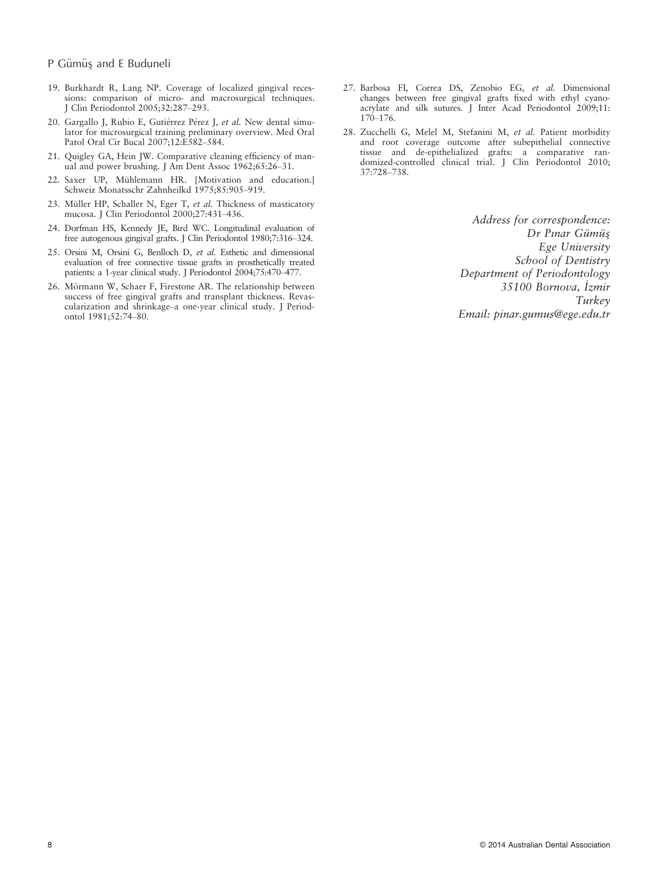19. Burkhardt R, Lang NP. Coverage of localized gingival recessions: comparison of micro- and macrosurgical techniques. J Clin Periodontol 2005;32:287–293.
20. Gargallo J, Rubio E, Gutiérrez Pérez J, *et al*. New dental simulator for microsurgical training preliminary overview. Med Oral Patol Oral Cir Bucal 2007;12:E582–584.
21. Quigley GA, Hein JW. Comparative cleaning efficiency of manual and power brushing. J Am Dent Assoc 1962;65:26–31.
22. Saxer UP, Mühlemann HR. [Motivation and education.] Schweiz Monatsschr Zahnheilkd 1975;85:905–919.
23. Müller HP, Schaller N, Eger T, *et al*. Thickness of masticatory mucosa. J Clin Periodontol 2000;27:431–436.
24. Dorfman HS, Kennedy JE, Bird WC. Longitudinal evaluation of free autogenous gingival grafts. J Clin Periodontol 1980;7:316–324.
25. Orsini M, Orsini G, Benlloch D, *et al*. Esthetic and dimensional evaluation of free connective tissue grafts in prosthetically treated patients: a 1-year clinical study. J Periodontol 2004;75:470–477.
26. Mörmann W, Schaer F, Firestone AR. The relationship between success of free gingival grafts and transplant thickness. Revascularization and shrinkage–a one-year clinical study. J Periodontol 1981;52:74–80.
27. Barbosa FI, Correa DS, Zenobio EG, *et al*. Dimensional changes between free gingival grafts fixed with ethyl cyanoacrylate and silk sutures. J Inter Acad Periodontol 2009;11:170–176.
28. Zucchelli G, Melel M, Stefanini M, *et al*. Patient morbidity and root coverage outcome after subepithelial connective tissue and de-epithelialized grafts: a comparative randomized-controlled clinical trial. J Clin Periodontol 2010;37:728–738.

*Address for correspondence:*
*Dr Pınar Gümüş*
*Ege University*
*School of Dentistry*
*Department of Periodontology*
*35100 Bornova, İzmir*
*Turkey*
*Email: pinar.gumus@ege.edu.tr*

© 2014 Australian Dental Association